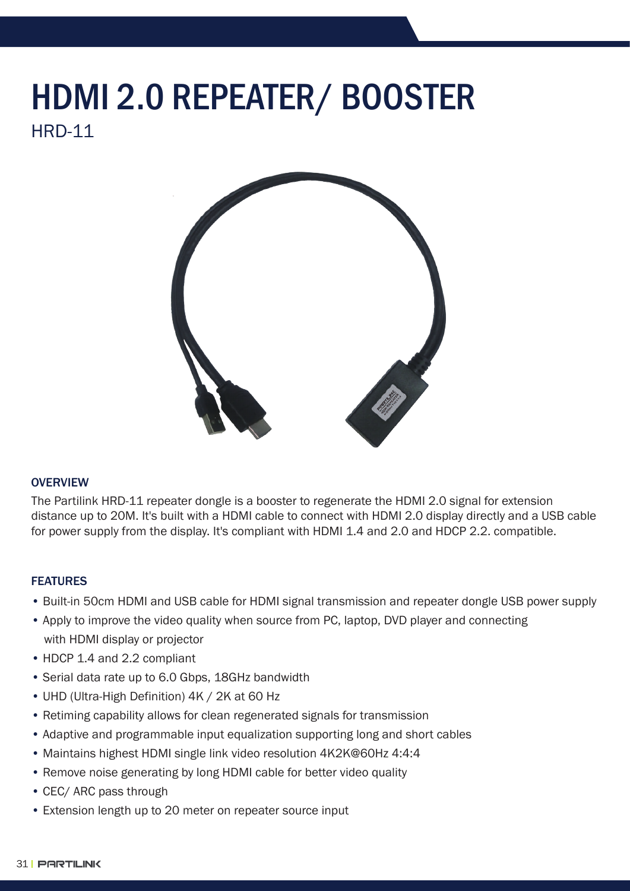# HDMI 2.0 REPEATER/ BOOSTER

HRD-11

## OVERVIEW

The Partilink HRD-11 repeater dongle is a booster to regenerate the HDMI 2.0 signal for extension distance up to 20M. It's built with a HDMI cable to connect with HDMI 2.0 display directly and a USB cable for power supply from the display. It's compliant with HDMI 1.4 and 2.0 and HDCP 2.2. compatible.

## FEATURES

- Built-in 50cm HDMI and USB cable for HDMI signal transmission and repeater dongle USB power supply
- Apply to improve the video quality when source from PC, laptop, DVD player and connecting with HDMI display or projector
- HDCP 1.4 and 2.2 compliant
- Serial data rate up to 6.0 Gbps, 18GHz bandwidth
- UHD (Ultra-High Definition) 4K / 2K at 60 Hz
- Retiming capability allows for clean regenerated signals for transmission
- Adaptive and programmable input equalization supporting long and short cables
- Maintains highest HDMI single link video resolution 4K2K@60Hz 4:4:4
- Remove noise generating by long HDMI cable for better video quality
- CEC/ ARC pass through
- Extension length up to 20 meter on repeater source input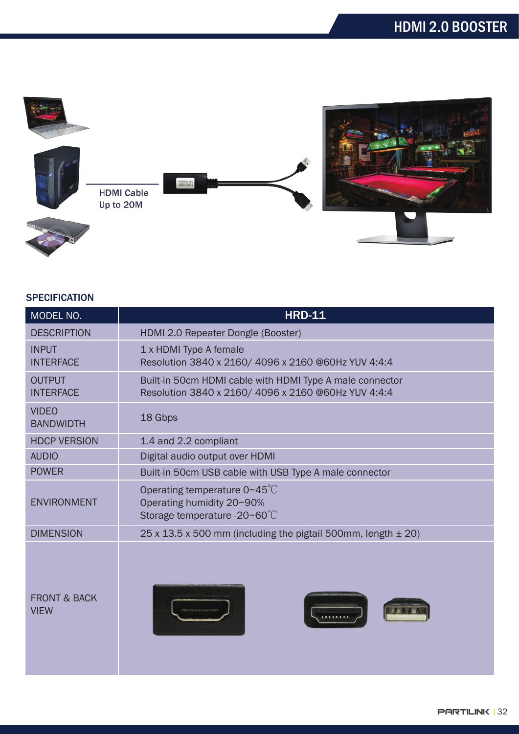# HDMI 2.0 BOOSTER

HDMI Cable
Up to 20M

## SPECIFICATION

| MODEL NO. | HRD-11 |
|---|---|
| DESCRIPTION | HDMI 2.0 Repeater Dongle (Booster) |
| INPUT INTERFACE | 1 x HDMI Type A female<br>Resolution 3840 x 2160/ 4096 x 2160 @60Hz YUV 4:4:4 |
| OUTPUT INTERFACE | Built-in 50cm HDMI cable with HDMI Type A male connector<br>Resolution 3840 x 2160/ 4096 x 2160 @60Hz YUV 4:4:4 |
| VIDEO BANDWIDTH | 18 Gbps |
| HDCP VERSION | 1.4 and 2.2 compliant |
| AUDIO | Digital audio output over HDMI |
| POWER | Built-in 50cm USB cable with USB Type A male connector |
| ENVIRONMENT | Operating temperature 0~45℃<br>Operating humidity 20~90%<br>Storage temperature -20~60℃ |
| DIMENSION | 25 x 13.5 x 500 mm (including the pigtail 500mm, length ± 20) |
| FRONT & BACK VIEW | |